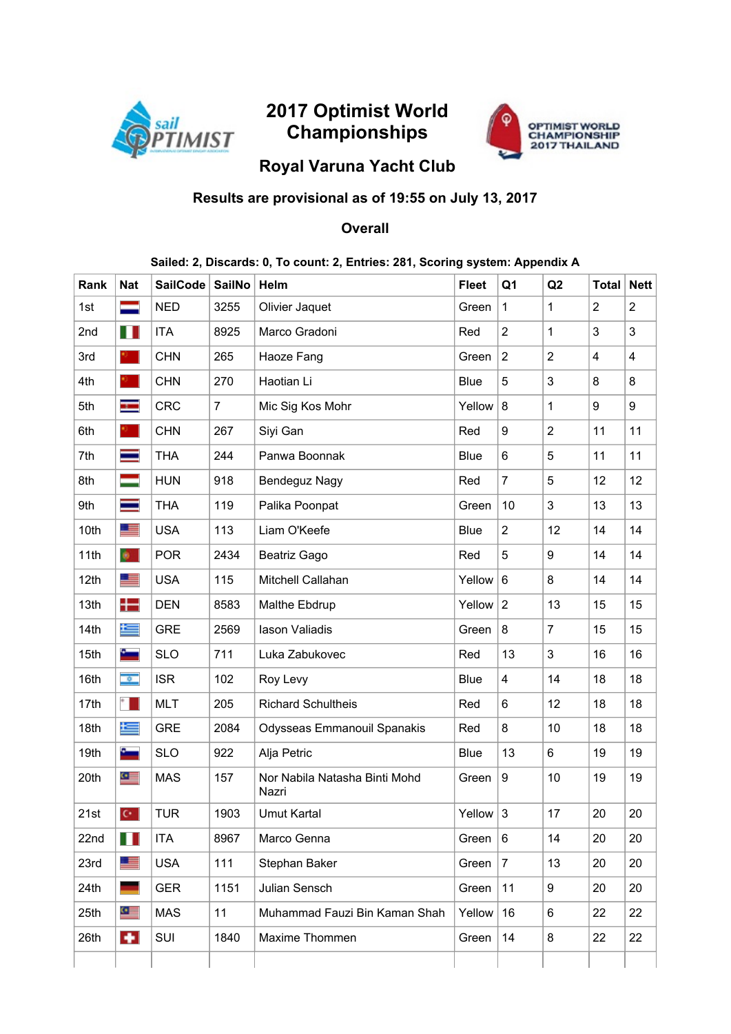# 2017 Optimist World Championships

## Royal Varuna Yacht Club

**Results are provisional as of 19:55 on July 13, 2017**

**Overall**

**Sailed: 2, Discards: 0, To count: 2, Entries: 281, Scoring system: Appendix A**

| Rank | Nat | SailCode | SailNo | Helm | Fleet | Q1 | Q2 | Total | Nett |
|---|---|---|---|---|---|---|---|---|---|
| 1st | | NED | 3255 | Olivier Jaquet | Green | 1 | 1 | 2 | 2 |
| 2nd | | ITA | 8925 | Marco Gradoni | Red | 2 | 1 | 3 | 3 |
| 3rd | | CHN | 265 | Haoze Fang | Green | 2 | 2 | 4 | 4 |
| 4th | | CHN | 270 | Haotian Li | Blue | 5 | 3 | 8 | 8 |
| 5th | | CRC | 7 | Mic Sig Kos Mohr | Yellow | 8 | 1 | 9 | 9 |
| 6th | | CHN | 267 | Siyi Gan | Red | 9 | 2 | 11 | 11 |
| 7th | | THA | 244 | Panwa Boonnak | Blue | 6 | 5 | 11 | 11 |
| 8th | | HUN | 918 | Bendeguz Nagy | Red | 7 | 5 | 12 | 12 |
| 9th | | THA | 119 | Palika Poonpat | Green | 10 | 3 | 13 | 13 |
| 10th | | USA | 113 | Liam O'Keefe | Blue | 2 | 12 | 14 | 14 |
| 11th | | POR | 2434 | Beatriz Gago | Red | 5 | 9 | 14 | 14 |
| 12th | | USA | 115 | Mitchell Callahan | Yellow | 6 | 8 | 14 | 14 |
| 13th | | DEN | 8583 | Malthe Ebdrup | Yellow | 2 | 13 | 15 | 15 |
| 14th | | GRE | 2569 | Iason Valiadis | Green | 8 | 7 | 15 | 15 |
| 15th | | SLO | 711 | Luka Zabukovec | Red | 13 | 3 | 16 | 16 |
| 16th | | ISR | 102 | Roy Levy | Blue | 4 | 14 | 18 | 18 |
| 17th | | MLT | 205 | Richard Schultheis | Red | 6 | 12 | 18 | 18 |
| 18th | | GRE | 2084 | Odysseas Emmanouil Spanakis | Red | 8 | 10 | 18 | 18 |
| 19th | | SLO | 922 | Alja Petric | Blue | 13 | 6 | 19 | 19 |
| 20th | | MAS | 157 | Nor Nabila Natasha Binti Mohd Nazri | Green | 9 | 10 | 19 | 19 |
| 21st | | TUR | 1903 | Umut Kartal | Yellow | 3 | 17 | 20 | 20 |
| 22nd | | ITA | 8967 | Marco Genna | Green | 6 | 14 | 20 | 20 |
| 23rd | | USA | 111 | Stephan Baker | Green | 7 | 13 | 20 | 20 |
| 24th | | GER | 1151 | Julian Sensch | Green | 11 | 9 | 20 | 20 |
| 25th | | MAS | 11 | Muhammad Fauzi Bin Kaman Shah | Yellow | 16 | 6 | 22 | 22 |
| 26th | | SUI | 1840 | Maxime Thommen | Green | 14 | 8 | 22 | 22 |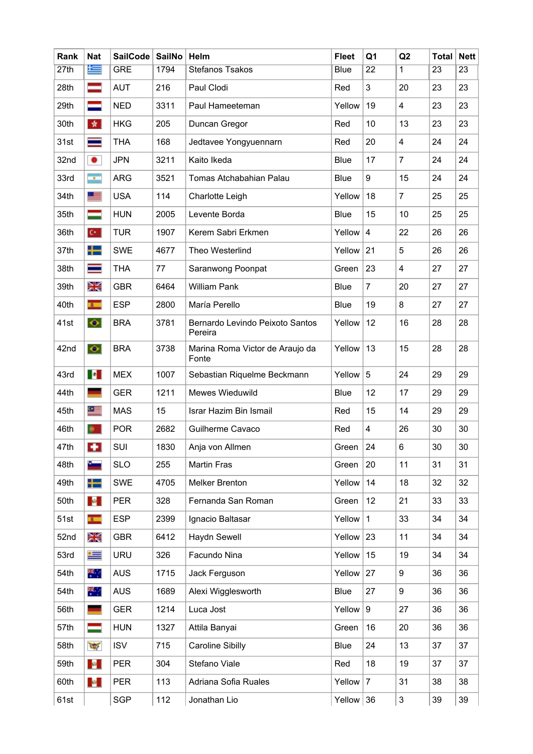| Rank | Nat | SailCode | SailNo | Helm | Fleet | Q1 | Q2 | Total | Nett |
|---|---|---|---|---|---|---|---|---|---|
| 27th | | GRE | 1794 | Stefanos Tsakos | Blue | 22 | 1 | 23 | 23 |
| 28th | | AUT | 216 | Paul Clodi | Red | 3 | 20 | 23 | 23 |
| 29th | | NED | 3311 | Paul Hameeteman | Yellow | 19 | 4 | 23 | 23 |
| 30th | | HKG | 205 | Duncan Gregor | Red | 10 | 13 | 23 | 23 |
| 31st | | THA | 168 | Jedtavee Yongyuennarn | Red | 20 | 4 | 24 | 24 |
| 32nd | | JPN | 3211 | Kaito Ikeda | Blue | 17 | 7 | 24 | 24 |
| 33rd | | ARG | 3521 | Tomas Atchabahian Palau | Blue | 9 | 15 | 24 | 24 |
| 34th | | USA | 114 | Charlotte Leigh | Yellow | 18 | 7 | 25 | 25 |
| 35th | | HUN | 2005 | Levente Borda | Blue | 15 | 10 | 25 | 25 |
| 36th | | TUR | 1907 | Kerem Sabri Erkmen | Yellow | 4 | 22 | 26 | 26 |
| 37th | | SWE | 4677 | Theo Westerlind | Yellow | 21 | 5 | 26 | 26 |
| 38th | | THA | 77 | Saranwong Poonpat | Green | 23 | 4 | 27 | 27 |
| 39th | | GBR | 6464 | William Pank | Blue | 7 | 20 | 27 | 27 |
| 40th | | ESP | 2800 | María Perello | Blue | 19 | 8 | 27 | 27 |
| 41st | | BRA | 3781 | Bernardo Levindo Peixoto Santos Pereira | Yellow | 12 | 16 | 28 | 28 |
| 42nd | | BRA | 3738 | Marina Roma Victor de Araujo da Fonte | Yellow | 13 | 15 | 28 | 28 |
| 43rd | | MEX | 1007 | Sebastian Riquelme Beckmann | Yellow | 5 | 24 | 29 | 29 |
| 44th | | GER | 1211 | Mewes Wieduwild | Blue | 12 | 17 | 29 | 29 |
| 45th | | MAS | 15 | Israr Hazim Bin Ismail | Red | 15 | 14 | 29 | 29 |
| 46th | | POR | 2682 | Guilherme Cavaco | Red | 4 | 26 | 30 | 30 |
| 47th | | SUI | 1830 | Anja von Allmen | Green | 24 | 6 | 30 | 30 |
| 48th | | SLO | 255 | Martin Fras | Green | 20 | 11 | 31 | 31 |
| 49th | | SWE | 4705 | Melker Brenton | Yellow | 14 | 18 | 32 | 32 |
| 50th | | PER | 328 | Fernanda San Roman | Green | 12 | 21 | 33 | 33 |
| 51st | | ESP | 2399 | Ignacio Baltasar | Yellow | 1 | 33 | 34 | 34 |
| 52nd | | GBR | 6412 | Haydn Sewell | Yellow | 23 | 11 | 34 | 34 |
| 53rd | | URU | 326 | Facundo Nina | Yellow | 15 | 19 | 34 | 34 |
| 54th | | AUS | 1715 | Jack Ferguson | Yellow | 27 | 9 | 36 | 36 |
| 54th | | AUS | 1689 | Alexi Wigglesworth | Blue | 27 | 9 | 36 | 36 |
| 56th | | GER | 1214 | Luca Jost | Yellow | 9 | 27 | 36 | 36 |
| 57th | | HUN | 1327 | Attila Banyai | Green | 16 | 20 | 36 | 36 |
| 58th | | ISV | 715 | Caroline Sibilly | Blue | 24 | 13 | 37 | 37 |
| 59th | | PER | 304 | Stefano Viale | Red | 18 | 19 | 37 | 37 |
| 60th | | PER | 113 | Adriana Sofia Ruales | Yellow | 7 | 31 | 38 | 38 |
| 61st | | SGP | 112 | Jonathan Lio | Yellow | 36 | 3 | 39 | 39 |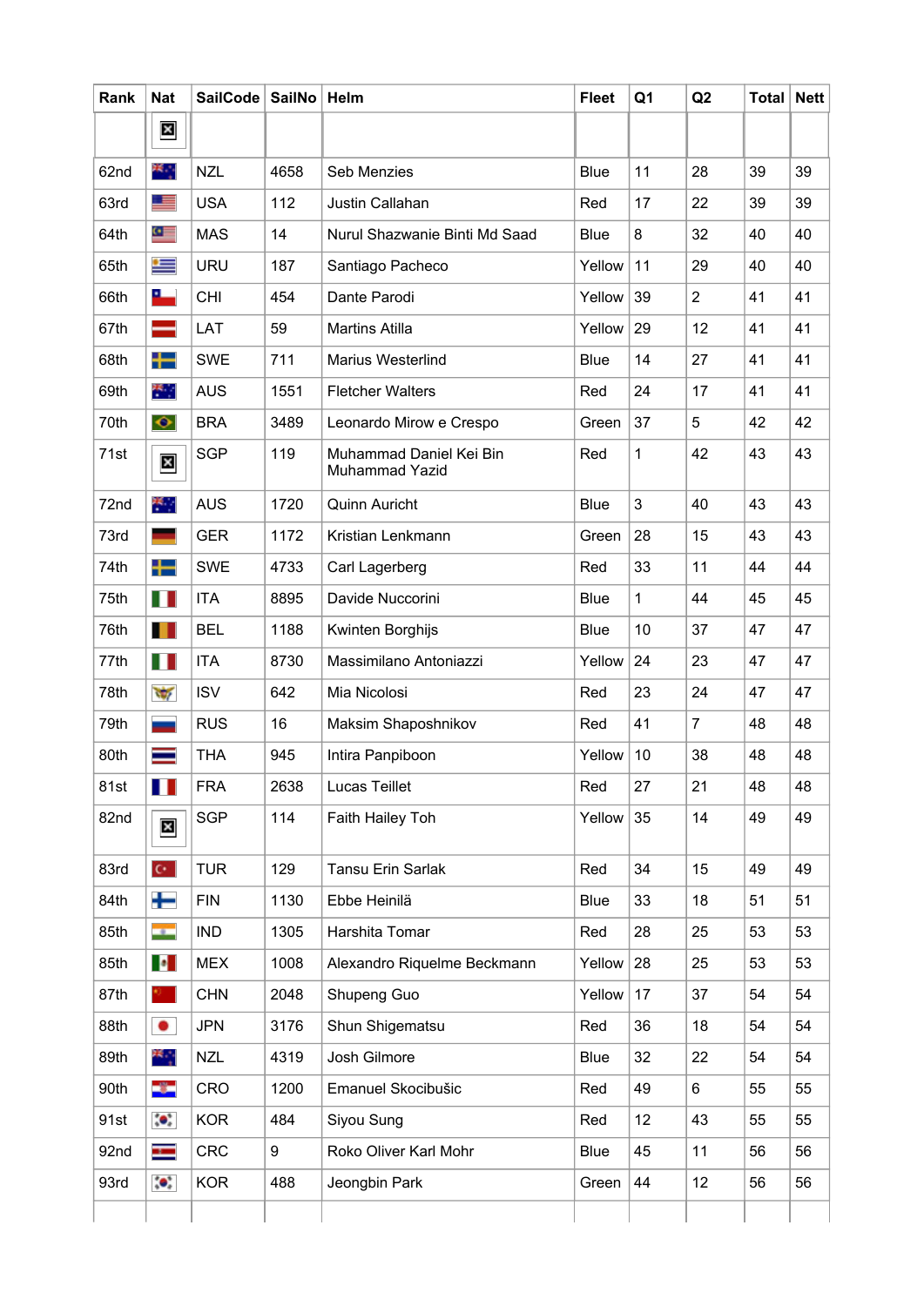| Rank | Nat | SailCode | SailNo | Helm | Fleet | Q1 | Q2 | Total | Nett |
|---|---|---|---|---|---|---|---|---|---|
| | | | | | | | | | |
| 62nd | | NZL | 4658 | Seb Menzies | Blue | 11 | 28 | 39 | 39 |
| 63rd | | USA | 112 | Justin Callahan | Red | 17 | 22 | 39 | 39 |
| 64th | | MAS | 14 | Nurul Shazwanie Binti Md Saad | Blue | 8 | 32 | 40 | 40 |
| 65th | | URU | 187 | Santiago Pacheco | Yellow | 11 | 29 | 40 | 40 |
| 66th | | CHI | 454 | Dante Parodi | Yellow | 39 | 2 | 41 | 41 |
| 67th | | LAT | 59 | Martins Atilla | Yellow | 29 | 12 | 41 | 41 |
| 68th | | SWE | 711 | Marius Westerlind | Blue | 14 | 27 | 41 | 41 |
| 69th | | AUS | 1551 | Fletcher Walters | Red | 24 | 17 | 41 | 41 |
| 70th | | BRA | 3489 | Leonardo Mirow e Crespo | Green | 37 | 5 | 42 | 42 |
| 71st | | SGP | 119 | Muhammad Daniel Kei Bin Muhammad Yazid | Red | 1 | 42 | 43 | 43 |
| 72nd | | AUS | 1720 | Quinn Auricht | Blue | 3 | 40 | 43 | 43 |
| 73rd | | GER | 1172 | Kristian Lenkmann | Green | 28 | 15 | 43 | 43 |
| 74th | | SWE | 4733 | Carl Lagerberg | Red | 33 | 11 | 44 | 44 |
| 75th | | ITA | 8895 | Davide Nuccorini | Blue | 1 | 44 | 45 | 45 |
| 76th | | BEL | 1188 | Kwinten Borghijs | Blue | 10 | 37 | 47 | 47 |
| 77th | | ITA | 8730 | Massimilano Antoniazzi | Yellow | 24 | 23 | 47 | 47 |
| 78th | | ISV | 642 | Mia Nicolosi | Red | 23 | 24 | 47 | 47 |
| 79th | | RUS | 16 | Maksim Shaposhnikov | Red | 41 | 7 | 48 | 48 |
| 80th | | THA | 945 | Intira Panpiboon | Yellow | 10 | 38 | 48 | 48 |
| 81st | | FRA | 2638 | Lucas Teillet | Red | 27 | 21 | 48 | 48 |
| 82nd | | SGP | 114 | Faith Hailey Toh | Yellow | 35 | 14 | 49 | 49 |
| 83rd | | TUR | 129 | Tansu Erin Sarlak | Red | 34 | 15 | 49 | 49 |
| 84th | | FIN | 1130 | Ebbe Heinilä | Blue | 33 | 18 | 51 | 51 |
| 85th | | IND | 1305 | Harshita Tomar | Red | 28 | 25 | 53 | 53 |
| 85th | | MEX | 1008 | Alexandro Riquelme Beckmann | Yellow | 28 | 25 | 53 | 53 |
| 87th | | CHN | 2048 | Shupeng Guo | Yellow | 17 | 37 | 54 | 54 |
| 88th | | JPN | 3176 | Shun Shigematsu | Red | 36 | 18 | 54 | 54 |
| 89th | | NZL | 4319 | Josh Gilmore | Blue | 32 | 22 | 54 | 54 |
| 90th | | CRO | 1200 | Emanuel Skocibušic | Red | 49 | 6 | 55 | 55 |
| 91st | | KOR | 484 | Siyou Sung | Red | 12 | 43 | 55 | 55 |
| 92nd | | CRC | 9 | Roko Oliver Karl Mohr | Blue | 45 | 11 | 56 | 56 |
| 93rd | | KOR | 488 | Jeongbin Park | Green | 44 | 12 | 56 | 56 |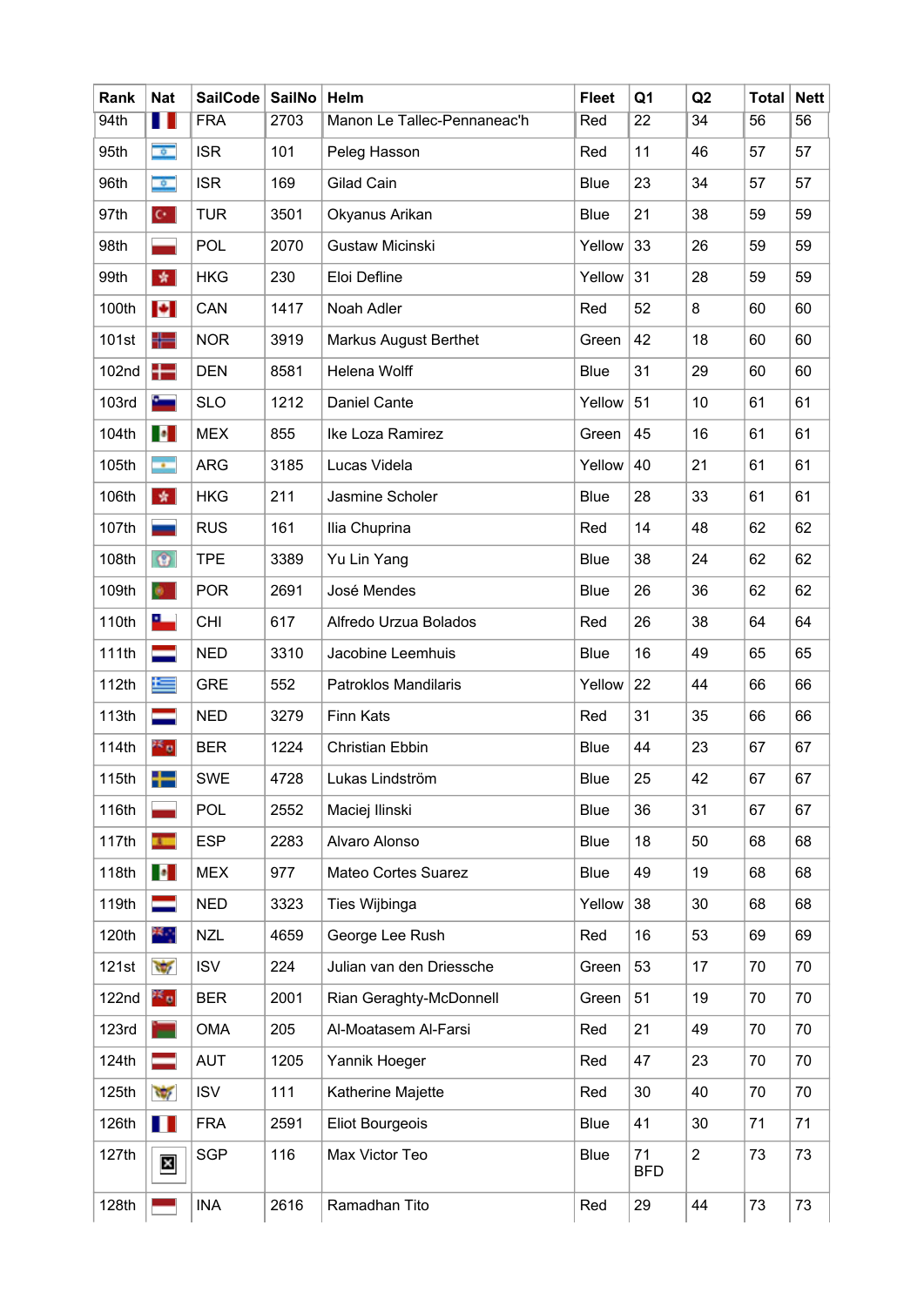| Rank | Nat | SailCode | SailNo | Helm | Fleet | Q1 | Q2 | Total | Nett |
|---|---|---|---|---|---|---|---|---|---|
| 94th | | FRA | 2703 | Manon Le Tallec-Pennaneac'h | Red | 22 | 34 | 56 | 56 |
| 95th | | ISR | 101 | Peleg Hasson | Red | 11 | 46 | 57 | 57 |
| 96th | | ISR | 169 | Gilad Cain | Blue | 23 | 34 | 57 | 57 |
| 97th | | TUR | 3501 | Okyanus Arikan | Blue | 21 | 38 | 59 | 59 |
| 98th | | POL | 2070 | Gustaw Micinski | Yellow | 33 | 26 | 59 | 59 |
| 99th | | HKG | 230 | Eloi Defline | Yellow | 31 | 28 | 59 | 59 |
| 100th | | CAN | 1417 | Noah Adler | Red | 52 | 8 | 60 | 60 |
| 101st | | NOR | 3919 | Markus August Berthet | Green | 42 | 18 | 60 | 60 |
| 102nd | | DEN | 8581 | Helena Wolff | Blue | 31 | 29 | 60 | 60 |
| 103rd | | SLO | 1212 | Daniel Cante | Yellow | 51 | 10 | 61 | 61 |
| 104th | | MEX | 855 | Ike Loza Ramirez | Green | 45 | 16 | 61 | 61 |
| 105th | | ARG | 3185 | Lucas Videla | Yellow | 40 | 21 | 61 | 61 |
| 106th | | HKG | 211 | Jasmine Scholer | Blue | 28 | 33 | 61 | 61 |
| 107th | | RUS | 161 | Ilia Chuprina | Red | 14 | 48 | 62 | 62 |
| 108th | | TPE | 3389 | Yu Lin Yang | Blue | 38 | 24 | 62 | 62 |
| 109th | | POR | 2691 | José Mendes | Blue | 26 | 36 | 62 | 62 |
| 110th | | CHI | 617 | Alfredo Urzua Bolados | Red | 26 | 38 | 64 | 64 |
| 111th | | NED | 3310 | Jacobine Leemhuis | Blue | 16 | 49 | 65 | 65 |
| 112th | | GRE | 552 | Patroklos Mandilaris | Yellow | 22 | 44 | 66 | 66 |
| 113th | | NED | 3279 | Finn Kats | Red | 31 | 35 | 66 | 66 |
| 114th | | BER | 1224 | Christian Ebbin | Blue | 44 | 23 | 67 | 67 |
| 115th | | SWE | 4728 | Lukas Lindström | Blue | 25 | 42 | 67 | 67 |
| 116th | | POL | 2552 | Maciej Ilinski | Blue | 36 | 31 | 67 | 67 |
| 117th | | ESP | 2283 | Alvaro Alonso | Blue | 18 | 50 | 68 | 68 |
| 118th | | MEX | 977 | Mateo Cortes Suarez | Blue | 49 | 19 | 68 | 68 |
| 119th | | NED | 3323 | Ties Wijbinga | Yellow | 38 | 30 | 68 | 68 |
| 120th | | NZL | 4659 | George Lee Rush | Red | 16 | 53 | 69 | 69 |
| 121st | | ISV | 224 | Julian van den Driessche | Green | 53 | 17 | 70 | 70 |
| 122nd | | BER | 2001 | Rian Geraghty-McDonnell | Green | 51 | 19 | 70 | 70 |
| 123rd | | OMA | 205 | Al-Moatasem Al-Farsi | Red | 21 | 49 | 70 | 70 |
| 124th | | AUT | 1205 | Yannik Hoeger | Red | 47 | 23 | 70 | 70 |
| 125th | | ISV | 111 | Katherine Majette | Red | 30 | 40 | 70 | 70 |
| 126th | | FRA | 2591 | Eliot Bourgeois | Blue | 41 | 30 | 71 | 71 |
| 127th | | SGP | 116 | Max Victor Teo | Blue | 71 BFD | 2 | 73 | 73 |
| 128th | | INA | 2616 | Ramadhan Tito | Red | 29 | 44 | 73 | 73 |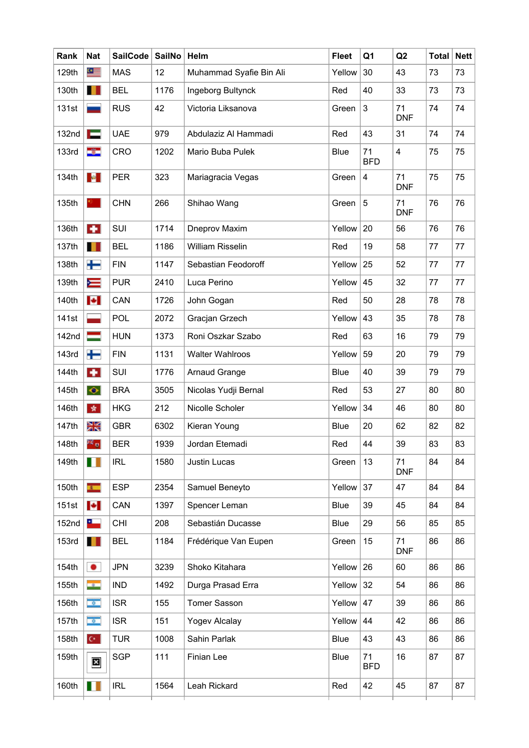| Rank | Nat | SailCode | SailNo | Helm | Fleet | Q1 | Q2 | Total | Nett |
|---|---|---|---|---|---|---|---|---|---|
| 129th | | MAS | 12 | Muhammad Syafie Bin Ali | Yellow | 30 | 43 | 73 | 73 |
| 130th | | BEL | 1176 | Ingeborg Bultynck | Red | 40 | 33 | 73 | 73 |
| 131st | | RUS | 42 | Victoria Liksanova | Green | 3 | 71 DNF | 74 | 74 |
| 132nd | | UAE | 979 | Abdulaziz Al Hammadi | Red | 43 | 31 | 74 | 74 |
| 133rd | | CRO | 1202 | Mario Buba Pulek | Blue | 71 BFD | 4 | 75 | 75 |
| 134th | | PER | 323 | Mariagracia Vegas | Green | 4 | 71 DNF | 75 | 75 |
| 135th | | CHN | 266 | Shihao Wang | Green | 5 | 71 DNF | 76 | 76 |
| 136th | | SUI | 1714 | Dneprov Maxim | Yellow | 20 | 56 | 76 | 76 |
| 137th | | BEL | 1186 | William Risselin | Red | 19 | 58 | 77 | 77 |
| 138th | | FIN | 1147 | Sebastian Feodoroff | Yellow | 25 | 52 | 77 | 77 |
| 139th | | PUR | 2410 | Luca Perino | Yellow | 45 | 32 | 77 | 77 |
| 140th | | CAN | 1726 | John Gogan | Red | 50 | 28 | 78 | 78 |
| 141st | | POL | 2072 | Gracjan Grzech | Yellow | 43 | 35 | 78 | 78 |
| 142nd | | HUN | 1373 | Roni Oszkar Szabo | Red | 63 | 16 | 79 | 79 |
| 143rd | | FIN | 1131 | Walter Wahlroos | Yellow | 59 | 20 | 79 | 79 |
| 144th | | SUI | 1776 | Arnaud Grange | Blue | 40 | 39 | 79 | 79 |
| 145th | | BRA | 3505 | Nicolas Yudji Bernal | Red | 53 | 27 | 80 | 80 |
| 146th | | HKG | 212 | Nicolle Scholer | Yellow | 34 | 46 | 80 | 80 |
| 147th | | GBR | 6302 | Kieran Young | Blue | 20 | 62 | 82 | 82 |
| 148th | | BER | 1939 | Jordan Etemadi | Red | 44 | 39 | 83 | 83 |
| 149th | | IRL | 1580 | Justin Lucas | Green | 13 | 71 DNF | 84 | 84 |
| 150th | | ESP | 2354 | Samuel Beneyto | Yellow | 37 | 47 | 84 | 84 |
| 151st | | CAN | 1397 | Spencer Leman | Blue | 39 | 45 | 84 | 84 |
| 152nd | | CHI | 208 | Sebastián Ducasse | Blue | 29 | 56 | 85 | 85 |
| 153rd | | BEL | 1184 | Frédérique Van Eupen | Green | 15 | 71 DNF | 86 | 86 |
| 154th | | JPN | 3239 | Shoko Kitahara | Yellow | 26 | 60 | 86 | 86 |
| 155th | | IND | 1492 | Durga Prasad Erra | Yellow | 32 | 54 | 86 | 86 |
| 156th | | ISR | 155 | Tomer Sasson | Yellow | 47 | 39 | 86 | 86 |
| 157th | | ISR | 151 | Yogev Alcalay | Yellow | 44 | 42 | 86 | 86 |
| 158th | | TUR | 1008 | Sahin Parlak | Blue | 43 | 43 | 86 | 86 |
| 159th | | SGP | 111 | Finian Lee | Blue | 71 BFD | 16 | 87 | 87 |
| 160th | | IRL | 1564 | Leah Rickard | Red | 42 | 45 | 87 | 87 |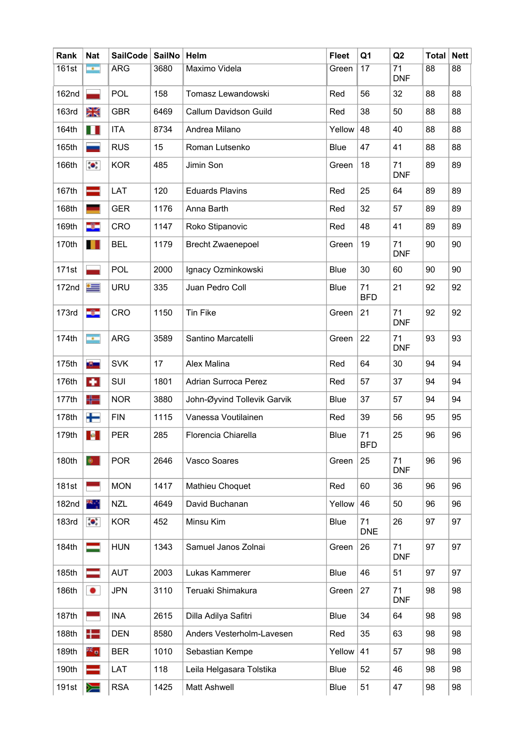| Rank | Nat | SailCode | SailNo | Helm | Fleet | Q1 | Q2 | Total | Nett |
|---|---|---|---|---|---|---|---|---|---|
| 161st | | ARG | 3680 | Maximo Videla | Green | 17 | 71 DNF | 88 | 88 |
| 162nd | | POL | 158 | Tomasz Lewandowski | Red | 56 | 32 | 88 | 88 |
| 163rd | | GBR | 6469 | Callum Davidson Guild | Red | 38 | 50 | 88 | 88 |
| 164th | | ITA | 8734 | Andrea Milano | Yellow | 48 | 40 | 88 | 88 |
| 165th | | RUS | 15 | Roman Lutsenko | Blue | 47 | 41 | 88 | 88 |
| 166th | | KOR | 485 | Jimin Son | Green | 18 | 71 DNF | 89 | 89 |
| 167th | | LAT | 120 | Eduards Plavins | Red | 25 | 64 | 89 | 89 |
| 168th | | GER | 1176 | Anna Barth | Red | 32 | 57 | 89 | 89 |
| 169th | | CRO | 1147 | Roko Stipanovic | Red | 48 | 41 | 89 | 89 |
| 170th | | BEL | 1179 | Brecht Zwaenepoel | Green | 19 | 71 DNF | 90 | 90 |
| 171st | | POL | 2000 | Ignacy Ozminkowski | Blue | 30 | 60 | 90 | 90 |
| 172nd | | URU | 335 | Juan Pedro Coll | Blue | 71 BFD | 21 | 92 | 92 |
| 173rd | | CRO | 1150 | Tin Fike | Green | 21 | 71 DNF | 92 | 92 |
| 174th | | ARG | 3589 | Santino Marcatelli | Green | 22 | 71 DNF | 93 | 93 |
| 175th | | SVK | 17 | Alex Malina | Red | 64 | 30 | 94 | 94 |
| 176th | | SUI | 1801 | Adrian Surroca Perez | Red | 57 | 37 | 94 | 94 |
| 177th | | NOR | 3880 | John-Øyvind Tollevik Garvik | Blue | 37 | 57 | 94 | 94 |
| 178th | | FIN | 1115 | Vanessa Voutilainen | Red | 39 | 56 | 95 | 95 |
| 179th | | PER | 285 | Florencia Chiarella | Blue | 71 BFD | 25 | 96 | 96 |
| 180th | | POR | 2646 | Vasco Soares | Green | 25 | 71 DNF | 96 | 96 |
| 181st | | MON | 1417 | Mathieu Choquet | Red | 60 | 36 | 96 | 96 |
| 182nd | | NZL | 4649 | David Buchanan | Yellow | 46 | 50 | 96 | 96 |
| 183rd | | KOR | 452 | Minsu Kim | Blue | 71 DNE | 26 | 97 | 97 |
| 184th | | HUN | 1343 | Samuel Janos Zolnai | Green | 26 | 71 DNF | 97 | 97 |
| 185th | | AUT | 2003 | Lukas Kammerer | Blue | 46 | 51 | 97 | 97 |
| 186th | | JPN | 3110 | Teruaki Shimakura | Green | 27 | 71 DNF | 98 | 98 |
| 187th | | INA | 2615 | Dilla Adilya Safitri | Blue | 34 | 64 | 98 | 98 |
| 188th | | DEN | 8580 | Anders Vesterholm-Lavesen | Red | 35 | 63 | 98 | 98 |
| 189th | | BER | 1010 | Sebastian Kempe | Yellow | 41 | 57 | 98 | 98 |
| 190th | | LAT | 118 | Leila Helgasara Tolstika | Blue | 52 | 46 | 98 | 98 |
| 191st | | RSA | 1425 | Matt Ashwell | Blue | 51 | 47 | 98 | 98 |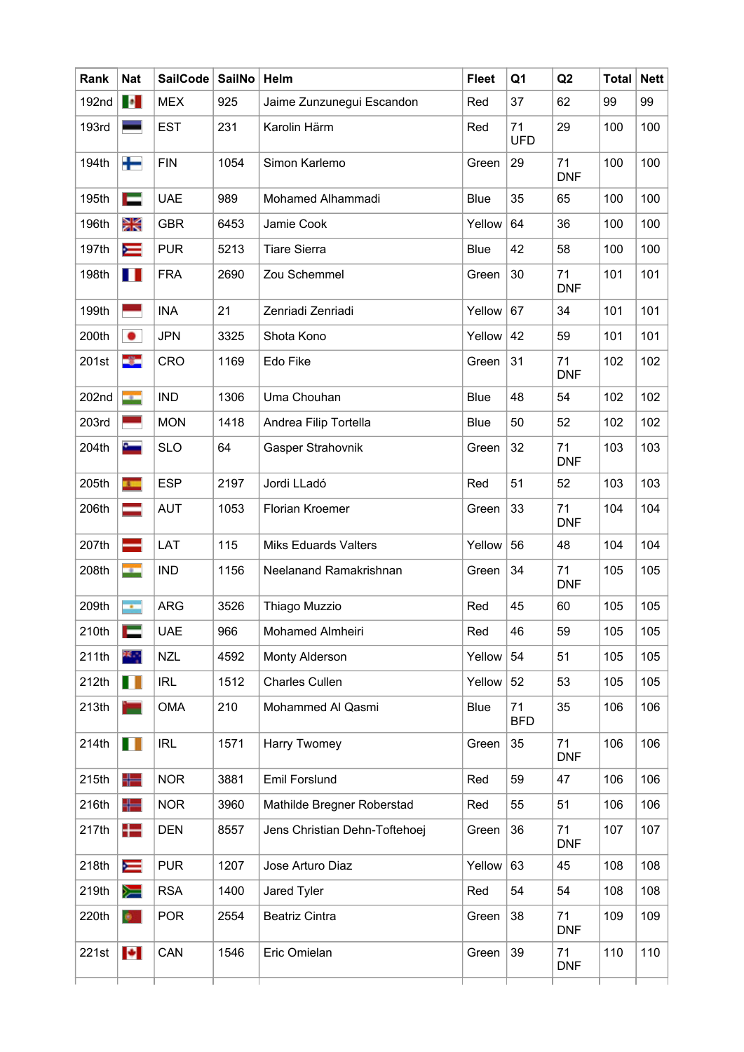| Rank | Nat | SailCode | SailNo | Helm | Fleet | Q1 | Q2 | Total | Nett |
|---|---|---|---|---|---|---|---|---|---|
| 192nd | | MEX | 925 | Jaime Zunzunegui Escandon | Red | 37 | 62 | 99 | 99 |
| 193rd | | EST | 231 | Karolin Härm | Red | 71 UFD | 29 | 100 | 100 |
| 194th | | FIN | 1054 | Simon Karlemo | Green | 29 | 71 DNF | 100 | 100 |
| 195th | | UAE | 989 | Mohamed Alhammadi | Blue | 35 | 65 | 100 | 100 |
| 196th | | GBR | 6453 | Jamie Cook | Yellow | 64 | 36 | 100 | 100 |
| 197th | | PUR | 5213 | Tiare Sierra | Blue | 42 | 58 | 100 | 100 |
| 198th | | FRA | 2690 | Zou Schemmel | Green | 30 | 71 DNF | 101 | 101 |
| 199th | | INA | 21 | Zenriadi Zenriadi | Yellow | 67 | 34 | 101 | 101 |
| 200th | | JPN | 3325 | Shota Kono | Yellow | 42 | 59 | 101 | 101 |
| 201st | | CRO | 1169 | Edo Fike | Green | 31 | 71 DNF | 102 | 102 |
| 202nd | | IND | 1306 | Uma Chouhan | Blue | 48 | 54 | 102 | 102 |
| 203rd | | MON | 1418 | Andrea Filip Tortella | Blue | 50 | 52 | 102 | 102 |
| 204th | | SLO | 64 | Gasper Strahovnik | Green | 32 | 71 DNF | 103 | 103 |
| 205th | | ESP | 2197 | Jordi LLadó | Red | 51 | 52 | 103 | 103 |
| 206th | | AUT | 1053 | Florian Kroemer | Green | 33 | 71 DNF | 104 | 104 |
| 207th | | LAT | 115 | Miks Eduards Valters | Yellow | 56 | 48 | 104 | 104 |
| 208th | | IND | 1156 | Neelanand Ramakrishnan | Green | 34 | 71 DNF | 105 | 105 |
| 209th | | ARG | 3526 | Thiago Muzzio | Red | 45 | 60 | 105 | 105 |
| 210th | | UAE | 966 | Mohamed Almheiri | Red | 46 | 59 | 105 | 105 |
| 211th | | NZL | 4592 | Monty Alderson | Yellow | 54 | 51 | 105 | 105 |
| 212th | | IRL | 1512 | Charles Cullen | Yellow | 52 | 53 | 105 | 105 |
| 213th | | OMA | 210 | Mohammed Al Qasmi | Blue | 71 BFD | 35 | 106 | 106 |
| 214th | | IRL | 1571 | Harry Twomey | Green | 35 | 71 DNF | 106 | 106 |
| 215th | | NOR | 3881 | Emil Forslund | Red | 59 | 47 | 106 | 106 |
| 216th | | NOR | 3960 | Mathilde Bregner Roberstad | Red | 55 | 51 | 106 | 106 |
| 217th | | DEN | 8557 | Jens Christian Dehn-Toftehoej | Green | 36 | 71 DNF | 107 | 107 |
| 218th | | PUR | 1207 | Jose Arturo Diaz | Yellow | 63 | 45 | 108 | 108 |
| 219th | | RSA | 1400 | Jared Tyler | Red | 54 | 54 | 108 | 108 |
| 220th | | POR | 2554 | Beatriz Cintra | Green | 38 | 71 DNF | 109 | 109 |
| 221st | | CAN | 1546 | Eric Omielan | Green | 39 | 71 DNF | 110 | 110 |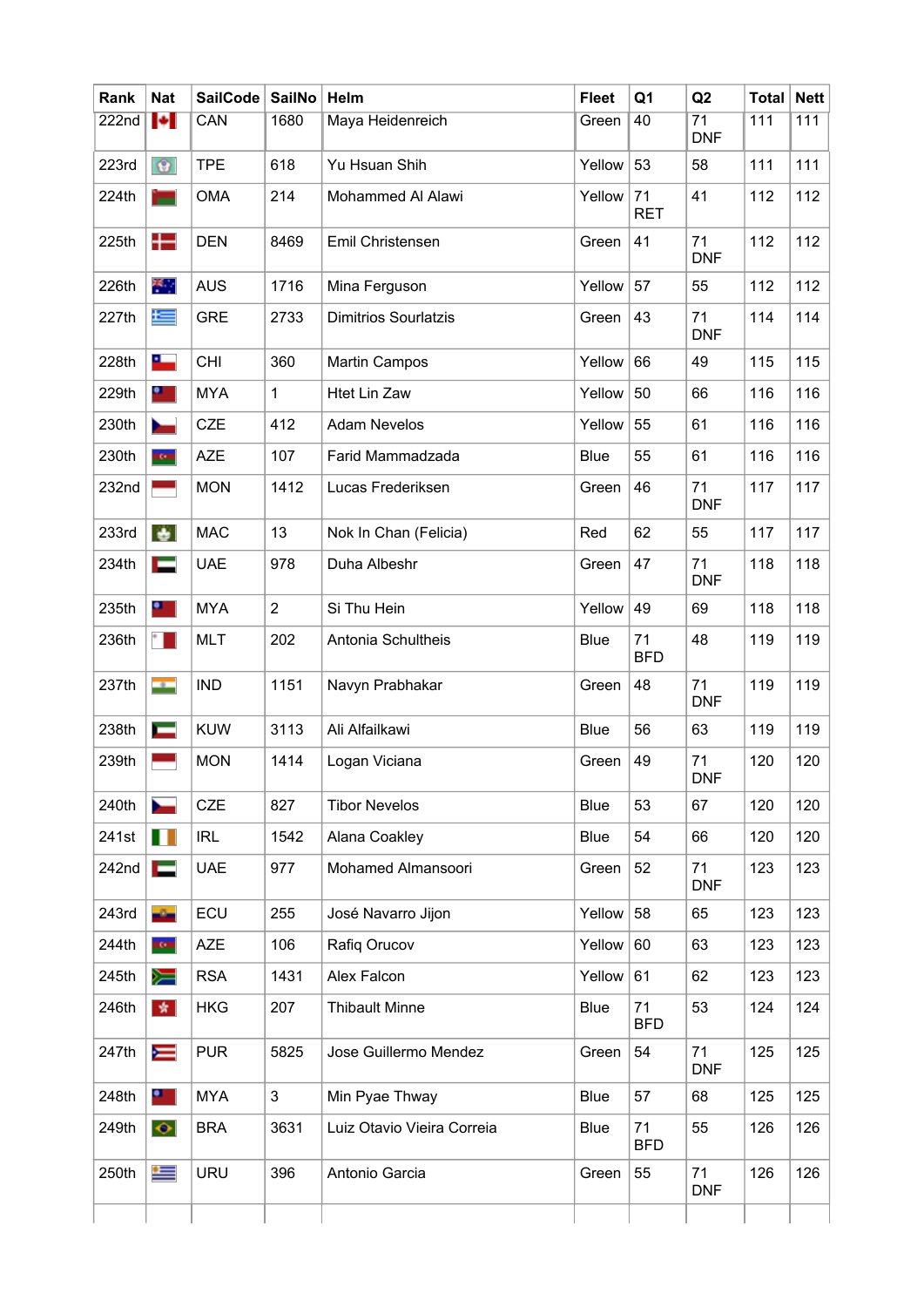| Rank | Nat | SailCode | SailNo | Helm | Fleet | Q1 | Q2 | Total | Nett |
|---|---|---|---|---|---|---|---|---|---|
| 222nd | | CAN | 1680 | Maya Heidenreich | Green | 40 | 71 DNF | 111 | 111 |
| 223rd | | TPE | 618 | Yu Hsuan Shih | Yellow | 53 | 58 | 111 | 111 |
| 224th | | OMA | 214 | Mohammed Al Alawi | Yellow | 71 RET | 41 | 112 | 112 |
| 225th | | DEN | 8469 | Emil Christensen | Green | 41 | 71 DNF | 112 | 112 |
| 226th | | AUS | 1716 | Mina Ferguson | Yellow | 57 | 55 | 112 | 112 |
| 227th | | GRE | 2733 | Dimitrios Sourlatzis | Green | 43 | 71 DNF | 114 | 114 |
| 228th | | CHI | 360 | Martin Campos | Yellow | 66 | 49 | 115 | 115 |
| 229th | | MYA | 1 | Htet Lin Zaw | Yellow | 50 | 66 | 116 | 116 |
| 230th | | CZE | 412 | Adam Nevelos | Yellow | 55 | 61 | 116 | 116 |
| 230th | | AZE | 107 | Farid Mammadzada | Blue | 55 | 61 | 116 | 116 |
| 232nd | | MON | 1412 | Lucas Frederiksen | Green | 46 | 71 DNF | 117 | 117 |
| 233rd | | MAC | 13 | Nok In Chan (Felicia) | Red | 62 | 55 | 117 | 117 |
| 234th | | UAE | 978 | Duha Albeshr | Green | 47 | 71 DNF | 118 | 118 |
| 235th | | MYA | 2 | Si Thu Hein | Yellow | 49 | 69 | 118 | 118 |
| 236th | | MLT | 202 | Antonia Schultheis | Blue | 71 BFD | 48 | 119 | 119 |
| 237th | | IND | 1151 | Navyn Prabhakar | Green | 48 | 71 DNF | 119 | 119 |
| 238th | | KUW | 3113 | Ali Alfailkawi | Blue | 56 | 63 | 119 | 119 |
| 239th | | MON | 1414 | Logan Viciana | Green | 49 | 71 DNF | 120 | 120 |
| 240th | | CZE | 827 | Tibor Nevelos | Blue | 53 | 67 | 120 | 120 |
| 241st | | IRL | 1542 | Alana Coakley | Blue | 54 | 66 | 120 | 120 |
| 242nd | | UAE | 977 | Mohamed Almansoori | Green | 52 | 71 DNF | 123 | 123 |
| 243rd | | ECU | 255 | José Navarro Jijon | Yellow | 58 | 65 | 123 | 123 |
| 244th | | AZE | 106 | Rafiq Orucov | Yellow | 60 | 63 | 123 | 123 |
| 245th | | RSA | 1431 | Alex Falcon | Yellow | 61 | 62 | 123 | 123 |
| 246th | | HKG | 207 | Thibault Minne | Blue | 71 BFD | 53 | 124 | 124 |
| 247th | | PUR | 5825 | Jose Guillermo Mendez | Green | 54 | 71 DNF | 125 | 125 |
| 248th | | MYA | 3 | Min Pyae Thway | Blue | 57 | 68 | 125 | 125 |
| 249th | | BRA | 3631 | Luiz Otavio Vieira Correia | Blue | 71 BFD | 55 | 126 | 126 |
| 250th | | URU | 396 | Antonio Garcia | Green | 55 | 71 DNF | 126 | 126 |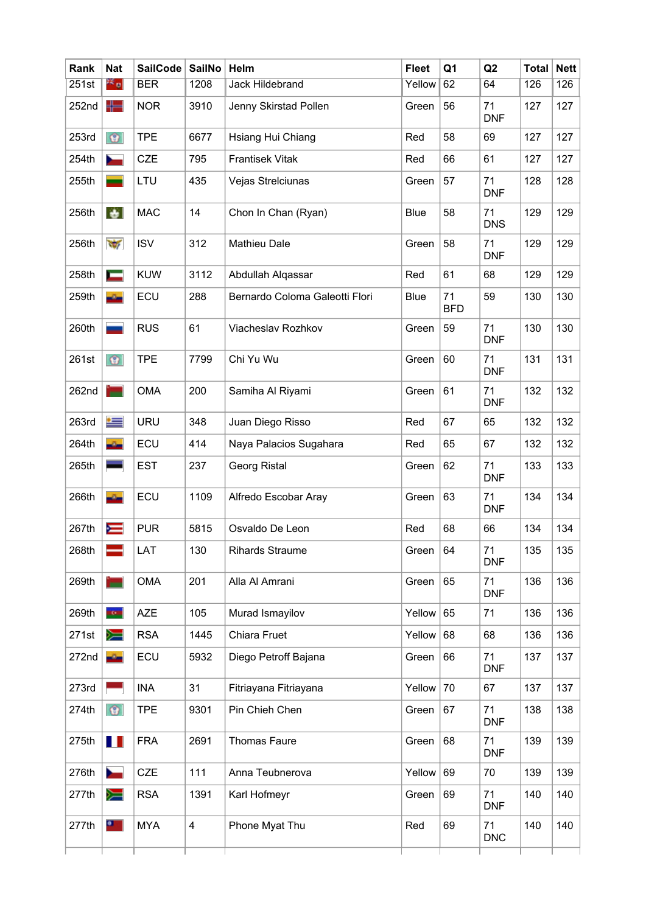| Rank | Nat | SailCode | SailNo | Helm | Fleet | Q1 | Q2 | Total | Nett |
|---|---|---|---|---|---|---|---|---|---|
| 251st | | BER | 1208 | Jack Hildebrand | Yellow | 62 | 64 | 126 | 126 |
| 252nd | | NOR | 3910 | Jenny Skirstad Pollen | Green | 56 | 71 DNF | 127 | 127 |
| 253rd | | TPE | 6677 | Hsiang Hui Chiang | Red | 58 | 69 | 127 | 127 |
| 254th | | CZE | 795 | Frantisek Vitak | Red | 66 | 61 | 127 | 127 |
| 255th | | LTU | 435 | Vejas Strelciunas | Green | 57 | 71 DNF | 128 | 128 |
| 256th | | MAC | 14 | Chon In Chan (Ryan) | Blue | 58 | 71 DNS | 129 | 129 |
| 256th | | ISV | 312 | Mathieu Dale | Green | 58 | 71 DNF | 129 | 129 |
| 258th | | KUW | 3112 | Abdullah Alqassar | Red | 61 | 68 | 129 | 129 |
| 259th | | ECU | 288 | Bernardo Coloma Galeotti Flori | Blue | 71 BFD | 59 | 130 | 130 |
| 260th | | RUS | 61 | Viacheslav Rozhkov | Green | 59 | 71 DNF | 130 | 130 |
| 261st | | TPE | 7799 | Chi Yu Wu | Green | 60 | 71 DNF | 131 | 131 |
| 262nd | | OMA | 200 | Samiha Al Riyami | Green | 61 | 71 DNF | 132 | 132 |
| 263rd | | URU | 348 | Juan Diego Risso | Red | 67 | 65 | 132 | 132 |
| 264th | | ECU | 414 | Naya Palacios Sugahara | Red | 65 | 67 | 132 | 132 |
| 265th | | EST | 237 | Georg Ristal | Green | 62 | 71 DNF | 133 | 133 |
| 266th | | ECU | 1109 | Alfredo Escobar Aray | Green | 63 | 71 DNF | 134 | 134 |
| 267th | | PUR | 5815 | Osvaldo De Leon | Red | 68 | 66 | 134 | 134 |
| 268th | | LAT | 130 | Rihards Straume | Green | 64 | 71 DNF | 135 | 135 |
| 269th | | OMA | 201 | Alla Al Amrani | Green | 65 | 71 DNF | 136 | 136 |
| 269th | | AZE | 105 | Murad Ismayilov | Yellow | 65 | 71 | 136 | 136 |
| 271st | | RSA | 1445 | Chiara Fruet | Yellow | 68 | 68 | 136 | 136 |
| 272nd | | ECU | 5932 | Diego Petroff Bajana | Green | 66 | 71 DNF | 137 | 137 |
| 273rd | | INA | 31 | Fitriayana Fitriayana | Yellow | 70 | 67 | 137 | 137 |
| 274th | | TPE | 9301 | Pin Chieh Chen | Green | 67 | 71 DNF | 138 | 138 |
| 275th | | FRA | 2691 | Thomas Faure | Green | 68 | 71 DNF | 139 | 139 |
| 276th | | CZE | 111 | Anna Teubnerova | Yellow | 69 | 70 | 139 | 139 |
| 277th | | RSA | 1391 | Karl Hofmeyr | Green | 69 | 71 DNF | 140 | 140 |
| 277th | | MYA | 4 | Phone Myat Thu | Red | 69 | 71 DNC | 140 | 140 |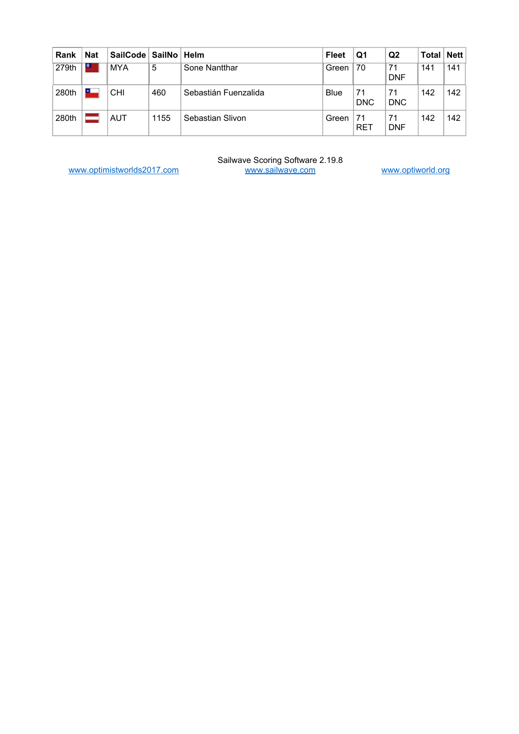| Rank | Nat | SailCode | SailNo | Helm | Fleet | Q1 | Q2 | Total | Nett |
|---|---|---|---|---|---|---|---|---|---|
| 279th | | MYA | 5 | Sone Nantthar | Green | 70 | 71 DNF | 141 | 141 |
| 280th | | CHI | 460 | Sebastián Fuenzalida | Blue | 71 DNC | 71 DNC | 142 | 142 |
| 280th | | AUT | 1155 | Sebastian Slivon | Green | 71 RET | 71 DNF | 142 | 142 |

Sailwave Scoring Software 2.19.8

www.optimistworlds2017.com www.sailwave.com www.optiworld.org